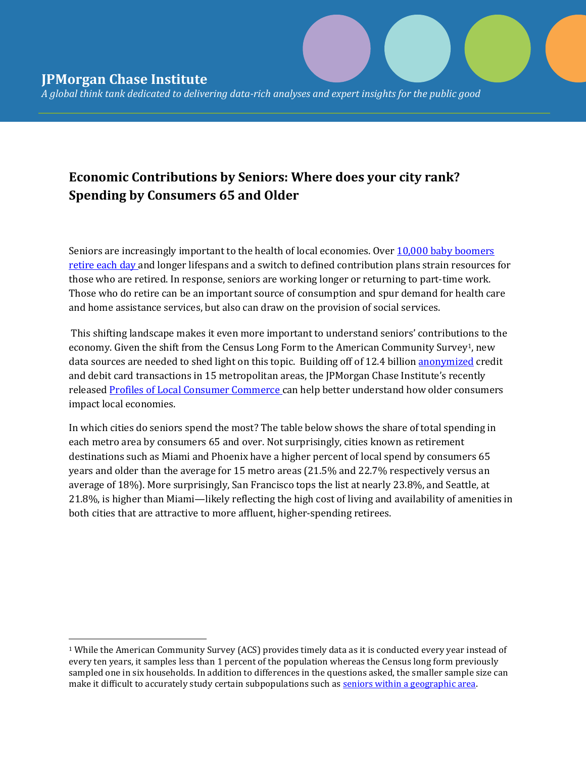**JPMorgan Chase Institute**

*A global think tank dedicated to delivering data-rich analyses and expert insights for the public good*

## Economic Contributions by Seniors: Where does your city rank? Spending by Consumers 65 and Older

Seniors are increasingly important to the health of local economies. Over 10,000 baby boomers retire each day and longer lifespans and a switch to defined contribution plans strain resources for those who are retired. In response, seniors are working longer or returning to part-time work. Those who do retire can be an important source of consumption and spur demand for health care and home assistance services, but also can draw on the provision of social services.

This shifting landscape makes it even more important to understand seniors' contributions to the economy. Given the shift from the Census Long Form to the American Community Survey[1], new data sources are needed to shed light on this topic. Building off of 12.4 billion anonymized credit and debit card transactions in 15 metropolitan areas, the JPMorgan Chase Institute's recently released Profiles of Local Consumer Commerce can help better understand how older consumers impact local economies.

In which cities do seniors spend the most? The table below shows the share of total spending in each metro area by consumers 65 and over. Not surprisingly, cities known as retirement destinations such as Miami and Phoenix have a higher percent of local spend by consumers 65 years and older than the average for 15 metro areas (21.5% and 22.7% respectively versus an average of 18%). More surprisingly, San Francisco tops the list at nearly 23.8%, and Seattle, at 21.8%, is higher than Miami—likely reflecting the high cost of living and availability of amenities in both cities that are attractive to more affluent, higher-spending retirees.

[1] While the American Community Survey (ACS) provides timely data as it is conducted every year instead of every ten years, it samples less than 1 percent of the population whereas the Census long form previously sampled one in six households. In addition to differences in the questions asked, the smaller sample size can make it difficult to accurately study certain subpopulations such as seniors within a geographic area.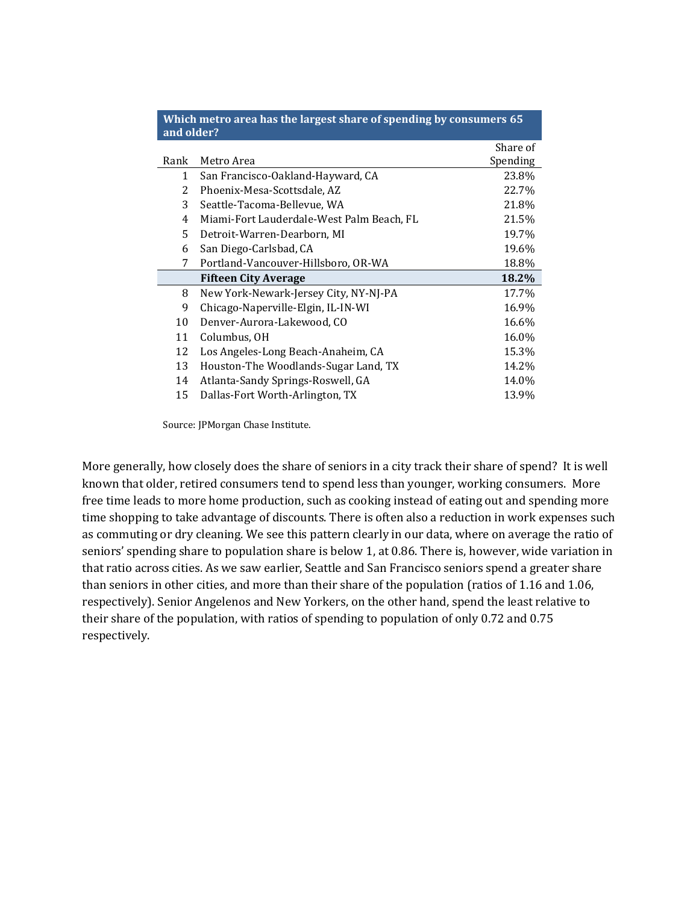**Which metro area has the largest share of spending by consumers 65 and older?**

| Rank | Metro Area | Share of Spending |
|---|---|---|
| 1 | San Francisco-Oakland-Hayward, CA | 23.8% |
| 2 | Phoenix-Mesa-Scottsdale, AZ | 22.7% |
| 3 | Seattle-Tacoma-Bellevue, WA | 21.8% |
| 4 | Miami-Fort Lauderdale-West Palm Beach, FL | 21.5% |
| 5 | Detroit-Warren-Dearborn, MI | 19.7% |
| 6 | San Diego-Carlsbad, CA | 19.6% |
| 7 | Portland-Vancouver-Hillsboro, OR-WA | 18.8% |
| | **Fifteen City Average** | **18.2%** |
| 8 | New York-Newark-Jersey City, NY-NJ-PA | 17.7% |
| 9 | Chicago-Naperville-Elgin, IL-IN-WI | 16.9% |
| 10 | Denver-Aurora-Lakewood, CO | 16.6% |
| 11 | Columbus, OH | 16.0% |
| 12 | Los Angeles-Long Beach-Anaheim, CA | 15.3% |
| 13 | Houston-The Woodlands-Sugar Land, TX | 14.2% |
| 14 | Atlanta-Sandy Springs-Roswell, GA | 14.0% |
| 15 | Dallas-Fort Worth-Arlington, TX | 13.9% |

Source: JPMorgan Chase Institute.

More generally, how closely does the share of seniors in a city track their share of spend? It is well known that older, retired consumers tend to spend less than younger, working consumers. More free time leads to more home production, such as cooking instead of eating out and spending more time shopping to take advantage of discounts. There is often also a reduction in work expenses such as commuting or dry cleaning. We see this pattern clearly in our data, where on average the ratio of seniors' spending share to population share is below 1, at 0.86. There is, however, wide variation in that ratio across cities. As we saw earlier, Seattle and San Francisco seniors spend a greater share than seniors in other cities, and more than their share of the population (ratios of 1.16 and 1.06, respectively). Senior Angelenos and New Yorkers, on the other hand, spend the least relative to their share of the population, with ratios of spending to population of only 0.72 and 0.75 respectively.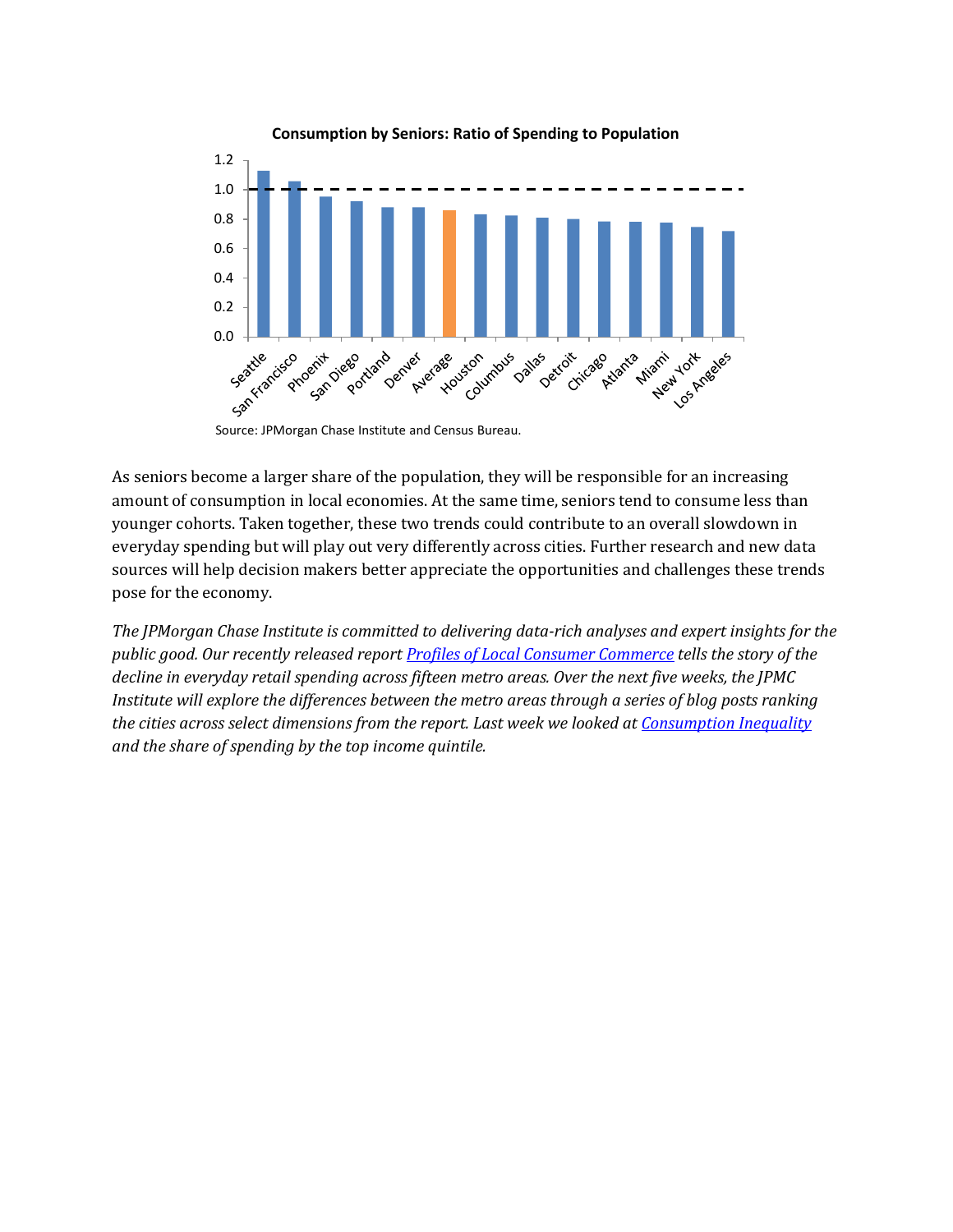**Consumption by Seniors: Ratio of Spending to Population**

1.2
1.0
0.8
0.6
0.4
0.2
0.0

Seattle, San Francisco, Phoenix, San Diego, Portland, Denver, Average, Houston, Columbus, Dallas, Detroit, Chicago, Atlanta, Miami, New York, Los Angeles

Source: JPMorgan Chase Institute and Census Bureau.

As seniors become a larger share of the population, they will be responsible for an increasing amount of consumption in local economies. At the same time, seniors tend to consume less than younger cohorts. Taken together, these two trends could contribute to an overall slowdown in everyday spending but will play out very differently across cities. Further research and new data sources will help decision makers better appreciate the opportunities and challenges these trends pose for the economy.

*The JPMorgan Chase Institute is committed to delivering data-rich analyses and expert insights for the public good. Our recently released report [Profiles of Local Consumer Commerce] tells the story of the decline in everyday retail spending across fifteen metro areas. Over the next five weeks, the JPMC Institute will explore the differences between the metro areas through a series of blog posts ranking the cities across select dimensions from the report. Last week we looked at [Consumption Inequality] and the share of spending by the top income quintile.*